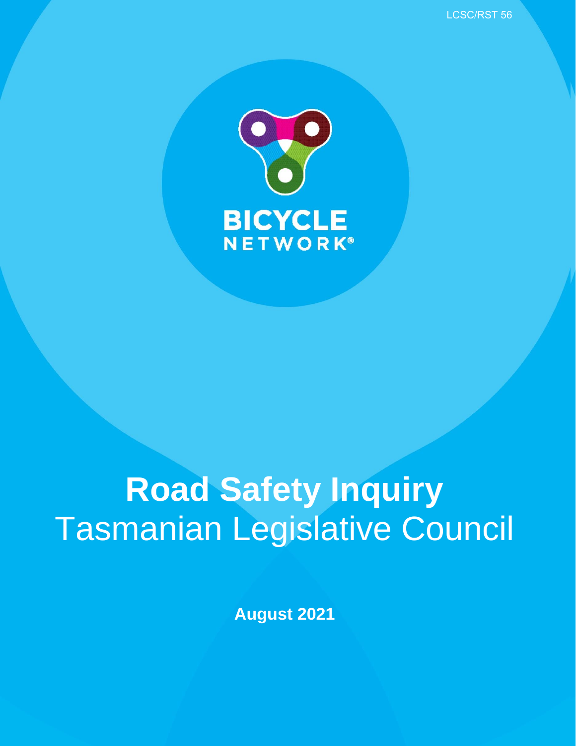LCSC/RST 56

BICYCLE NETWORK®

# Road Safety Inquiry
Tasmanian Legislative Council

**August 2021**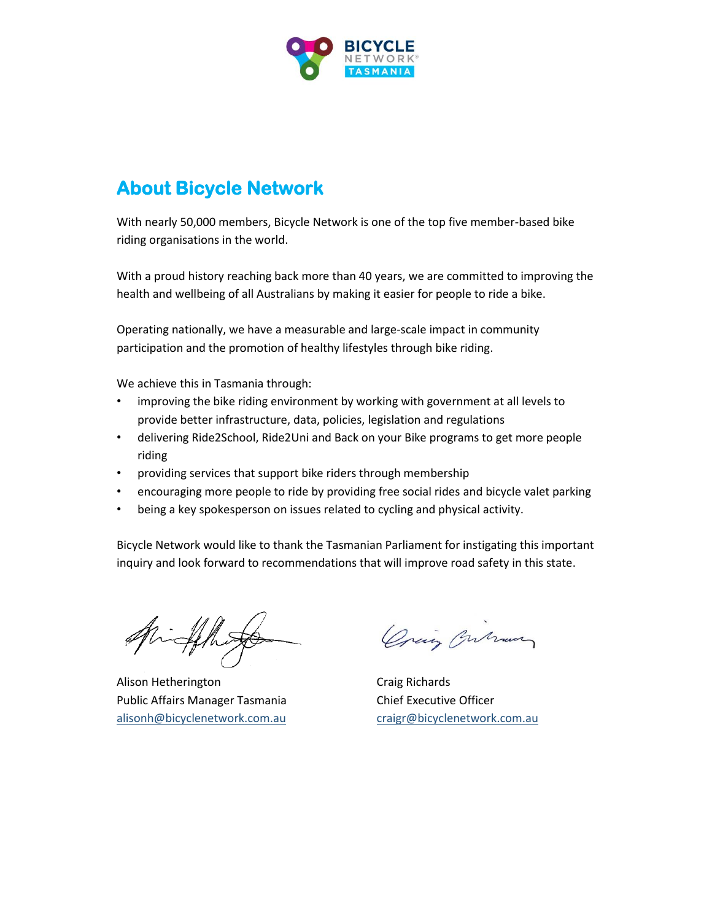## About Bicycle Network

With nearly 50,000 members, Bicycle Network is one of the top five member-based bike riding organisations in the world.

With a proud history reaching back more than 40 years, we are committed to improving the health and wellbeing of all Australians by making it easier for people to ride a bike.

Operating nationally, we have a measurable and large-scale impact in community participation and the promotion of healthy lifestyles through bike riding.

We achieve this in Tasmania through:

- improving the bike riding environment by working with government at all levels to provide better infrastructure, data, policies, legislation and regulations
- delivering Ride2School, Ride2Uni and Back on your Bike programs to get more people riding
- providing services that support bike riders through membership
- encouraging more people to ride by providing free social rides and bicycle valet parking
- being a key spokesperson on issues related to cycling and physical activity.

Bicycle Network would like to thank the Tasmanian Parliament for instigating this important inquiry and look forward to recommendations that will improve road safety in this state.

Alison Hetherington
Public Affairs Manager Tasmania
alisonh@bicyclenetwork.com.au

Craig Richards
Chief Executive Officer
craigr@bicyclenetwork.com.au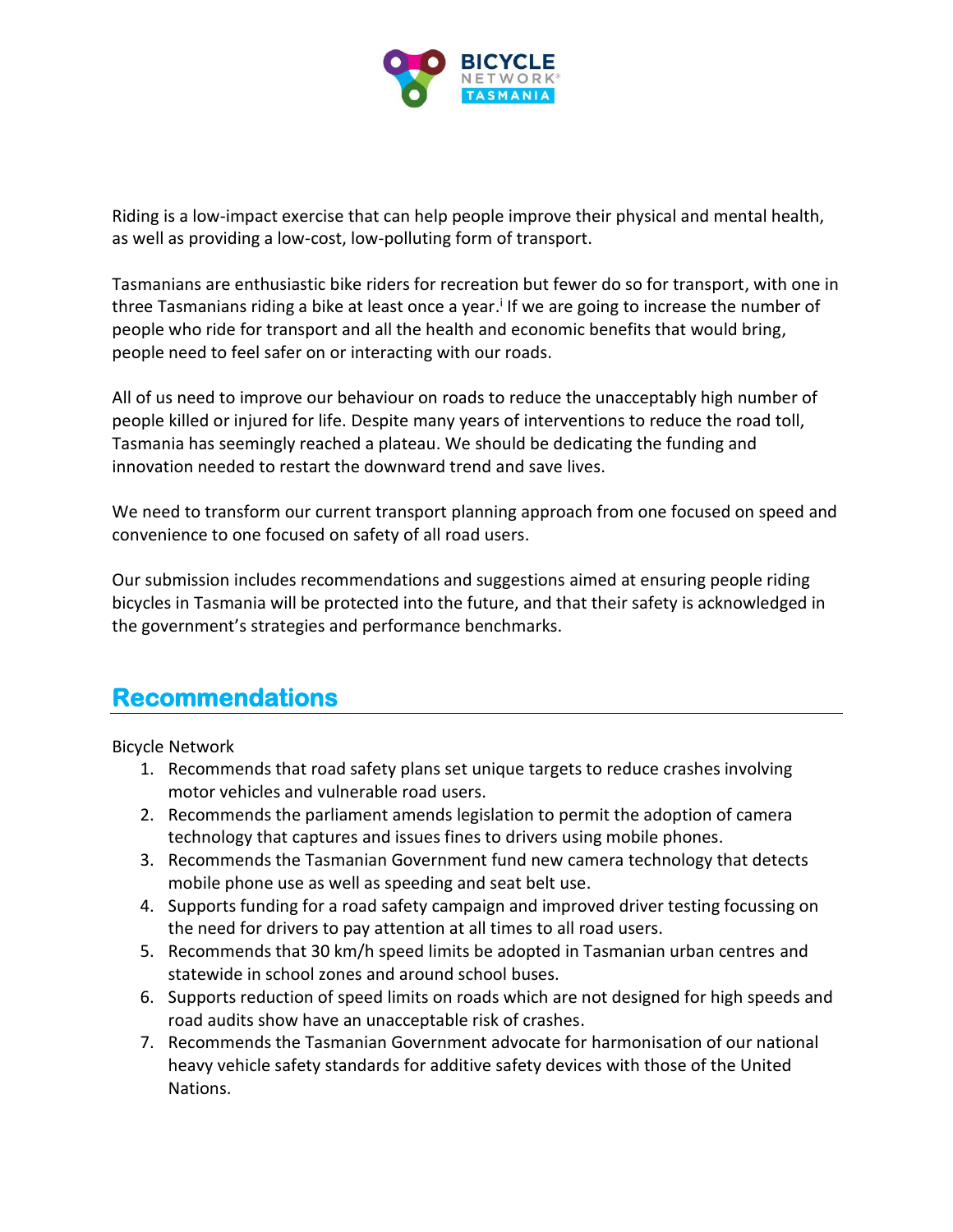Riding is a low-impact exercise that can help people improve their physical and mental health, as well as providing a low-cost, low-polluting form of transport.

Tasmanians are enthusiastic bike riders for recreation but fewer do so for transport, with one in three Tasmanians riding a bike at least once a year.[i] If we are going to increase the number of people who ride for transport and all the health and economic benefits that would bring, people need to feel safer on or interacting with our roads.

All of us need to improve our behaviour on roads to reduce the unacceptably high number of people killed or injured for life. Despite many years of interventions to reduce the road toll, Tasmania has seemingly reached a plateau. We should be dedicating the funding and innovation needed to restart the downward trend and save lives.

We need to transform our current transport planning approach from one focused on speed and convenience to one focused on safety of all road users.

Our submission includes recommendations and suggestions aimed at ensuring people riding bicycles in Tasmania will be protected into the future, and that their safety is acknowledged in the government's strategies and performance benchmarks.

## Recommendations

Bicycle Network

1. Recommends that road safety plans set unique targets to reduce crashes involving motor vehicles and vulnerable road users.
2. Recommends the parliament amends legislation to permit the adoption of camera technology that captures and issues fines to drivers using mobile phones.
3. Recommends the Tasmanian Government fund new camera technology that detects mobile phone use as well as speeding and seat belt use.
4. Supports funding for a road safety campaign and improved driver testing focussing on the need for drivers to pay attention at all times to all road users.
5. Recommends that 30 km/h speed limits be adopted in Tasmanian urban centres and statewide in school zones and around school buses.
6. Supports reduction of speed limits on roads which are not designed for high speeds and road audits show have an unacceptable risk of crashes.
7. Recommends the Tasmanian Government advocate for harmonisation of our national heavy vehicle safety standards for additive safety devices with those of the United Nations.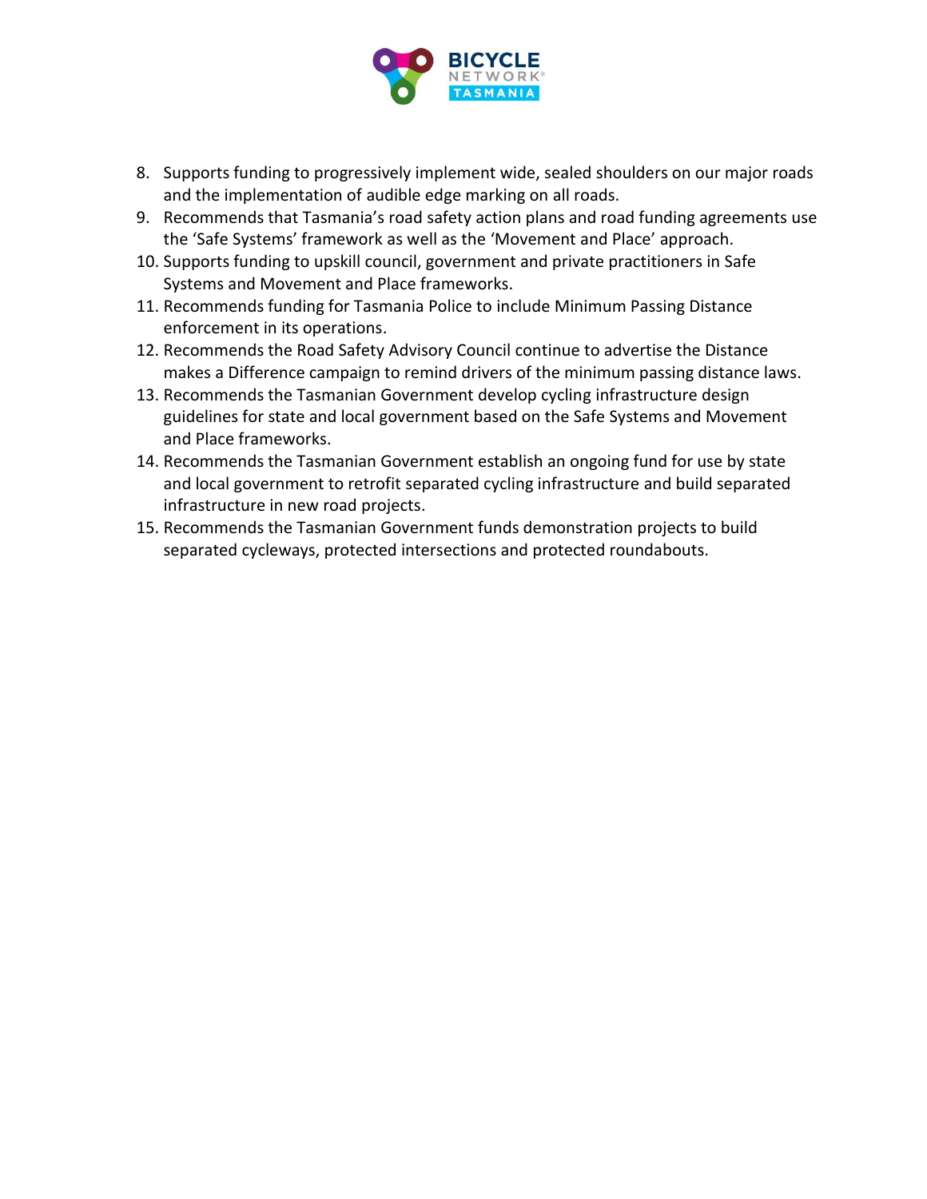8. Supports funding to progressively implement wide, sealed shoulders on our major roads and the implementation of audible edge marking on all roads.
9. Recommends that Tasmania's road safety action plans and road funding agreements use the 'Safe Systems' framework as well as the 'Movement and Place' approach.
10. Supports funding to upskill council, government and private practitioners in Safe Systems and Movement and Place frameworks.
11. Recommends funding for Tasmania Police to include Minimum Passing Distance enforcement in its operations.
12. Recommends the Road Safety Advisory Council continue to advertise the Distance makes a Difference campaign to remind drivers of the minimum passing distance laws.
13. Recommends the Tasmanian Government develop cycling infrastructure design guidelines for state and local government based on the Safe Systems and Movement and Place frameworks.
14. Recommends the Tasmanian Government establish an ongoing fund for use by state and local government to retrofit separated cycling infrastructure and build separated infrastructure in new road projects.
15. Recommends the Tasmanian Government funds demonstration projects to build separated cycleways, protected intersections and protected roundabouts.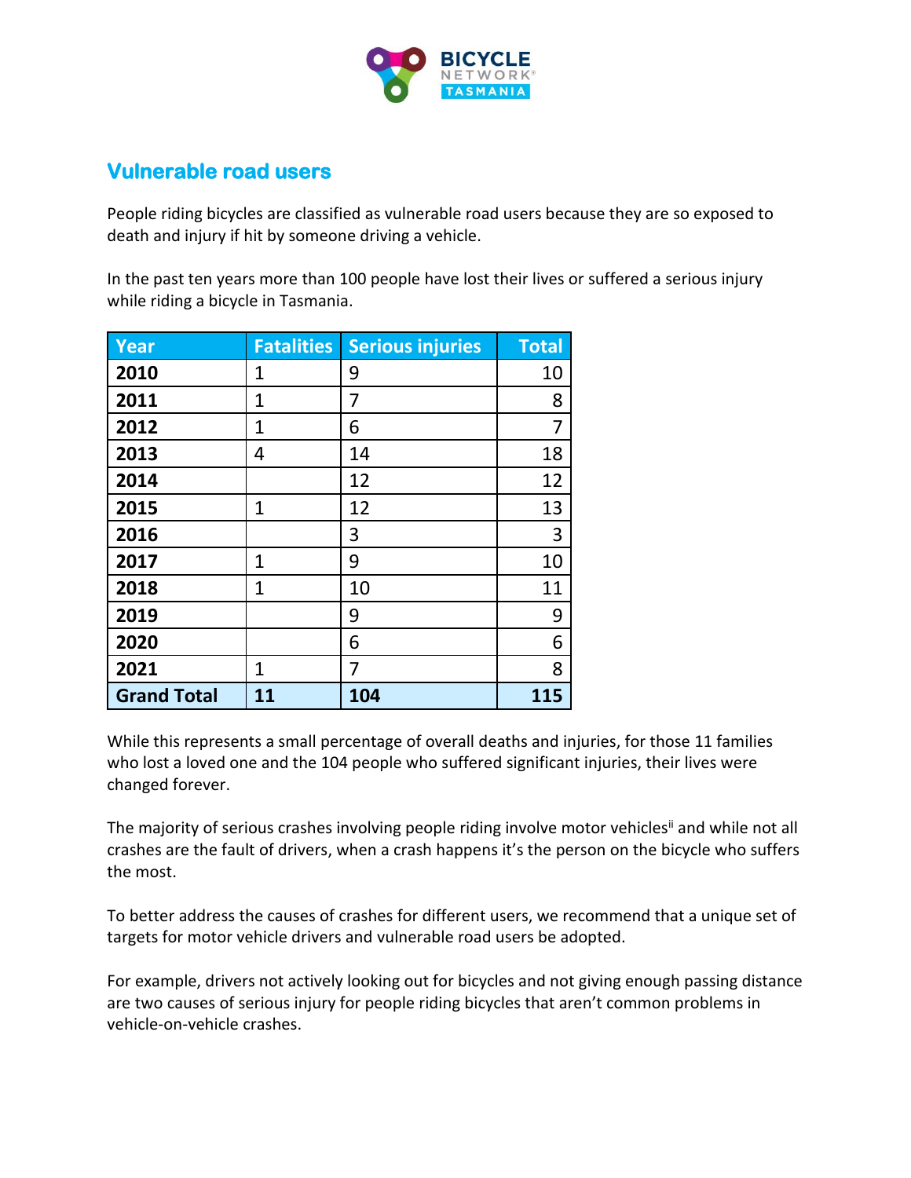## Vulnerable road users

People riding bicycles are classified as vulnerable road users because they are so exposed to death and injury if hit by someone driving a vehicle.

In the past ten years more than 100 people have lost their lives or suffered a serious injury while riding a bicycle in Tasmania.

| Year | Fatalities | Serious injuries | Total |
|---|---|---|---|
| **2010** | 1 | 9 | 10 |
| **2011** | 1 | 7 | 8 |
| **2012** | 1 | 6 | 7 |
| **2013** | 4 | 14 | 18 |
| **2014** | | 12 | 12 |
| **2015** | 1 | 12 | 13 |
| **2016** | | 3 | 3 |
| **2017** | 1 | 9 | 10 |
| **2018** | 1 | 10 | 11 |
| **2019** | | 9 | 9 |
| **2020** | | 6 | 6 |
| **2021** | 1 | 7 | 8 |
| **Grand Total** | **11** | **104** | **115** |

While this represents a small percentage of overall deaths and injuries, for those 11 families who lost a loved one and the 104 people who suffered significant injuries, their lives were changed forever.

The majority of serious crashes involving people riding involve motor vehicles[ii] and while not all crashes are the fault of drivers, when a crash happens it's the person on the bicycle who suffers the most.

To better address the causes of crashes for different users, we recommend that a unique set of targets for motor vehicle drivers and vulnerable road users be adopted.

For example, drivers not actively looking out for bicycles and not giving enough passing distance are two causes of serious injury for people riding bicycles that aren't common problems in vehicle-on-vehicle crashes.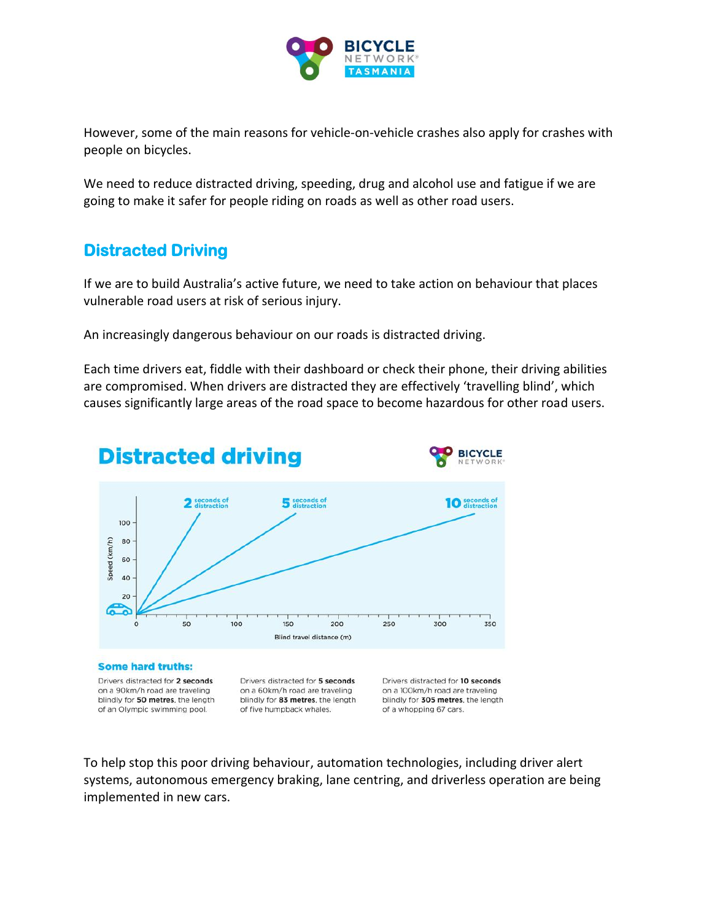However, some of the main reasons for vehicle-on-vehicle crashes also apply for crashes with people on bicycles.

We need to reduce distracted driving, speeding, drug and alcohol use and fatigue if we are going to make it safer for people riding on roads as well as other road users.

## Distracted Driving

If we are to build Australia's active future, we need to take action on behaviour that places vulnerable road users at risk of serious injury.

An increasingly dangerous behaviour on our roads is distracted driving.

Each time drivers eat, fiddle with their dashboard or check their phone, their driving abilities are compromised. When drivers are distracted they are effectively 'travelling blind', which causes significantly large areas of the road space to become hazardous for other road users.

### Distracted driving

**2** seconds of distraction | **5** seconds of distraction | **10** seconds of distraction

Speed (km/h) — Blind travel distance (m)

**Some hard truths:**

Drivers distracted for **2 seconds** on a 90km/h road are traveling blindly for **50 metres**, the length of an Olympic swimming pool.

Drivers distracted for **5 seconds** on a 60km/h road are traveling blindly for **83 metres**, the length of five humpback whales.

Drivers distracted for **10 seconds** on a 100km/h road are traveling blindly for **305 metres**, the length of a whopping 67 cars.

To help stop this poor driving behaviour, automation technologies, including driver alert systems, autonomous emergency braking, lane centring, and driverless operation are being implemented in new cars.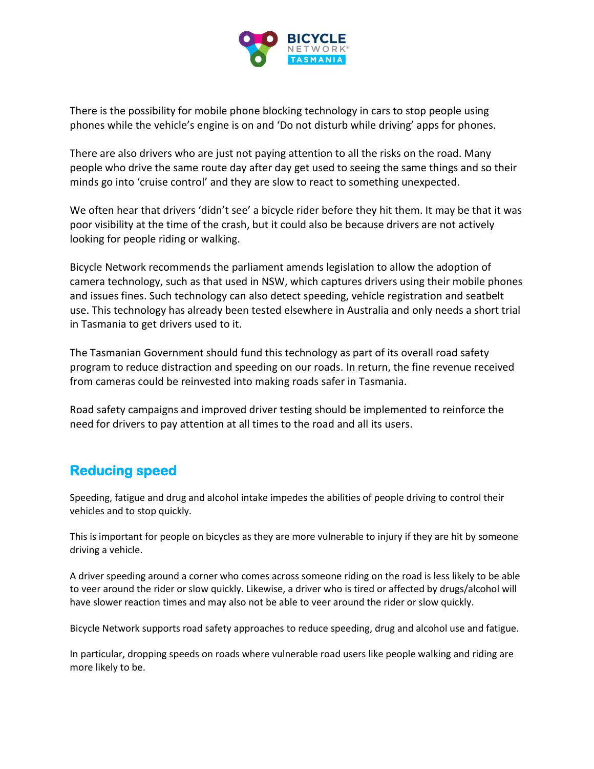There is the possibility for mobile phone blocking technology in cars to stop people using phones while the vehicle's engine is on and 'Do not disturb while driving' apps for phones.

There are also drivers who are just not paying attention to all the risks on the road. Many people who drive the same route day after day get used to seeing the same things and so their minds go into 'cruise control' and they are slow to react to something unexpected.

We often hear that drivers 'didn't see' a bicycle rider before they hit them. It may be that it was poor visibility at the time of the crash, but it could also be because drivers are not actively looking for people riding or walking.

Bicycle Network recommends the parliament amends legislation to allow the adoption of camera technology, such as that used in NSW, which captures drivers using their mobile phones and issues fines. Such technology can also detect speeding, vehicle registration and seatbelt use. This technology has already been tested elsewhere in Australia and only needs a short trial in Tasmania to get drivers used to it.

The Tasmanian Government should fund this technology as part of its overall road safety program to reduce distraction and speeding on our roads. In return, the fine revenue received from cameras could be reinvested into making roads safer in Tasmania.

Road safety campaigns and improved driver testing should be implemented to reinforce the need for drivers to pay attention at all times to the road and all its users.

## Reducing speed

Speeding, fatigue and drug and alcohol intake impedes the abilities of people driving to control their vehicles and to stop quickly.

This is important for people on bicycles as they are more vulnerable to injury if they are hit by someone driving a vehicle.

A driver speeding around a corner who comes across someone riding on the road is less likely to be able to veer around the rider or slow quickly. Likewise, a driver who is tired or affected by drugs/alcohol will have slower reaction times and may also not be able to veer around the rider or slow quickly.

Bicycle Network supports road safety approaches to reduce speeding, drug and alcohol use and fatigue.

In particular, dropping speeds on roads where vulnerable road users like people walking and riding are more likely to be.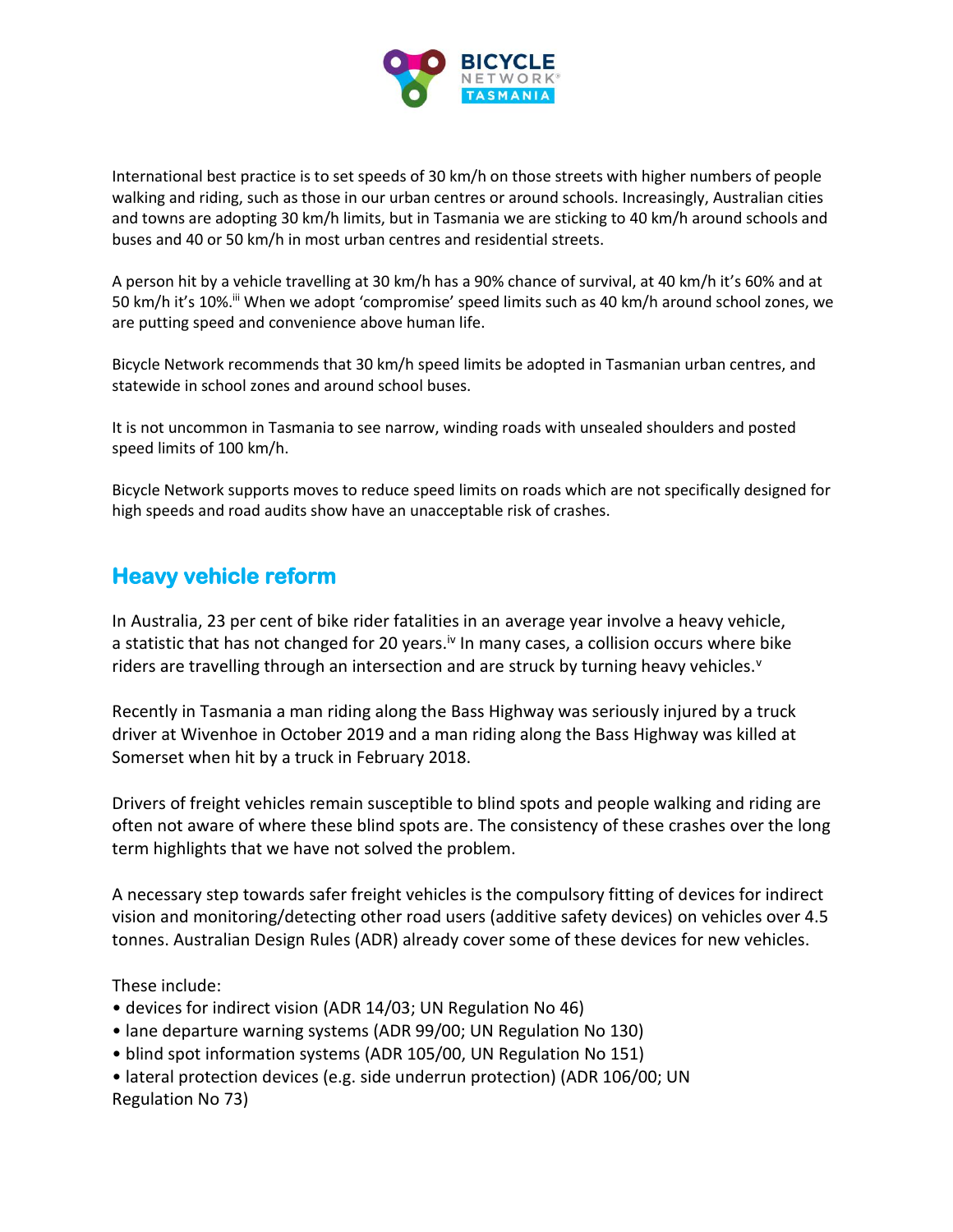International best practice is to set speeds of 30 km/h on those streets with higher numbers of people walking and riding, such as those in our urban centres or around schools. Increasingly, Australian cities and towns are adopting 30 km/h limits, but in Tasmania we are sticking to 40 km/h around schools and buses and 40 or 50 km/h in most urban centres and residential streets.

A person hit by a vehicle travelling at 30 km/h has a 90% chance of survival, at 40 km/h it's 60% and at 50 km/h it's 10%.[iii] When we adopt 'compromise' speed limits such as 40 km/h around school zones, we are putting speed and convenience above human life.

Bicycle Network recommends that 30 km/h speed limits be adopted in Tasmanian urban centres, and statewide in school zones and around school buses.

It is not uncommon in Tasmania to see narrow, winding roads with unsealed shoulders and posted speed limits of 100 km/h.

Bicycle Network supports moves to reduce speed limits on roads which are not specifically designed for high speeds and road audits show have an unacceptable risk of crashes.

## Heavy vehicle reform

In Australia, 23 per cent of bike rider fatalities in an average year involve a heavy vehicle, a statistic that has not changed for 20 years.[iv] In many cases, a collision occurs where bike riders are travelling through an intersection and are struck by turning heavy vehicles.[v]

Recently in Tasmania a man riding along the Bass Highway was seriously injured by a truck driver at Wivenhoe in October 2019 and a man riding along the Bass Highway was killed at Somerset when hit by a truck in February 2018.

Drivers of freight vehicles remain susceptible to blind spots and people walking and riding are often not aware of where these blind spots are. The consistency of these crashes over the long term highlights that we have not solved the problem.

A necessary step towards safer freight vehicles is the compulsory fitting of devices for indirect vision and monitoring/detecting other road users (additive safety devices) on vehicles over 4.5 tonnes. Australian Design Rules (ADR) already cover some of these devices for new vehicles.

These include:

- devices for indirect vision (ADR 14/03; UN Regulation No 46)
- lane departure warning systems (ADR 99/00; UN Regulation No 130)
- blind spot information systems (ADR 105/00, UN Regulation No 151)
- lateral protection devices (e.g. side underrun protection) (ADR 106/00; UN Regulation No 73)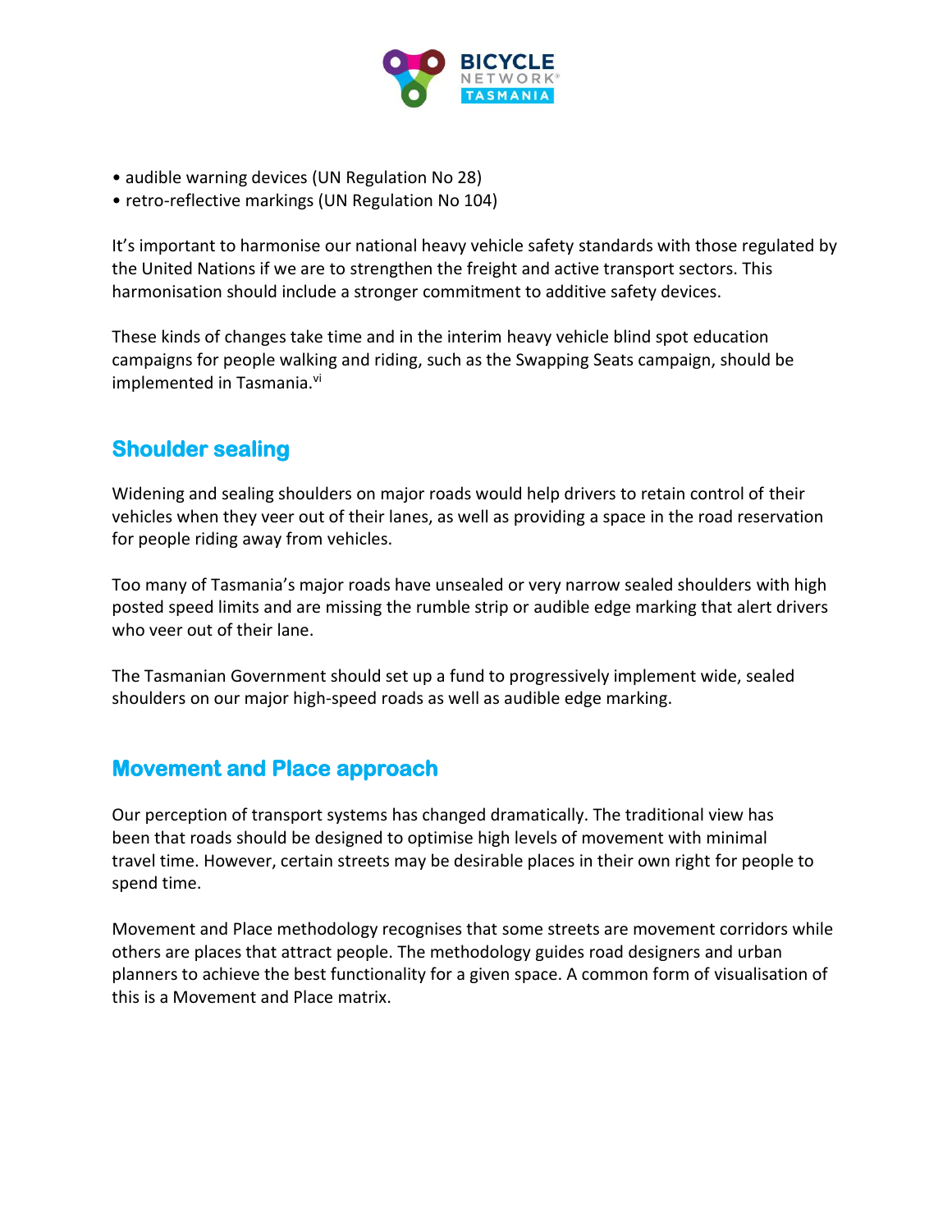- audible warning devices (UN Regulation No 28)
- retro-reflective markings (UN Regulation No 104)

It's important to harmonise our national heavy vehicle safety standards with those regulated by the United Nations if we are to strengthen the freight and active transport sectors. This harmonisation should include a stronger commitment to additive safety devices.

These kinds of changes take time and in the interim heavy vehicle blind spot education campaigns for people walking and riding, such as the Swapping Seats campaign, should be implemented in Tasmania.[vi]

## Shoulder sealing

Widening and sealing shoulders on major roads would help drivers to retain control of their vehicles when they veer out of their lanes, as well as providing a space in the road reservation for people riding away from vehicles.

Too many of Tasmania's major roads have unsealed or very narrow sealed shoulders with high posted speed limits and are missing the rumble strip or audible edge marking that alert drivers who veer out of their lane.

The Tasmanian Government should set up a fund to progressively implement wide, sealed shoulders on our major high-speed roads as well as audible edge marking.

## Movement and Place approach

Our perception of transport systems has changed dramatically. The traditional view has been that roads should be designed to optimise high levels of movement with minimal travel time. However, certain streets may be desirable places in their own right for people to spend time.

Movement and Place methodology recognises that some streets are movement corridors while others are places that attract people. The methodology guides road designers and urban planners to achieve the best functionality for a given space. A common form of visualisation of this is a Movement and Place matrix.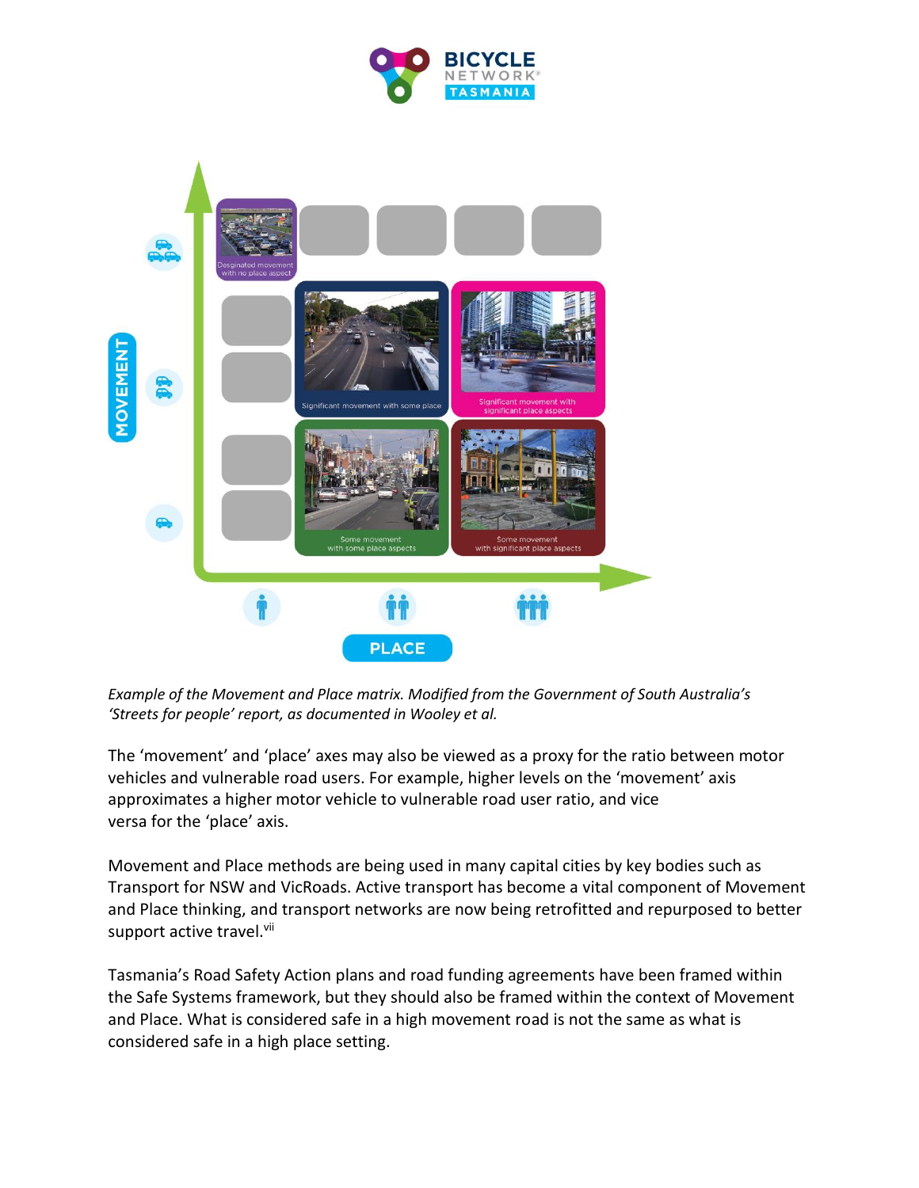*Example of the Movement and Place matrix. Modified from the Government of South Australia's 'Streets for people' report, as documented in Wooley et al.*

The 'movement' and 'place' axes may also be viewed as a proxy for the ratio between motor vehicles and vulnerable road users. For example, higher levels on the 'movement' axis approximates a higher motor vehicle to vulnerable road user ratio, and vice versa for the 'place' axis.

Movement and Place methods are being used in many capital cities by key bodies such as Transport for NSW and VicRoads. Active transport has become a vital component of Movement and Place thinking, and transport networks are now being retrofitted and repurposed to better support active travel.[vii]

Tasmania's Road Safety Action plans and road funding agreements have been framed within the Safe Systems framework, but they should also be framed within the context of Movement and Place. What is considered safe in a high movement road is not the same as what is considered safe in a high place setting.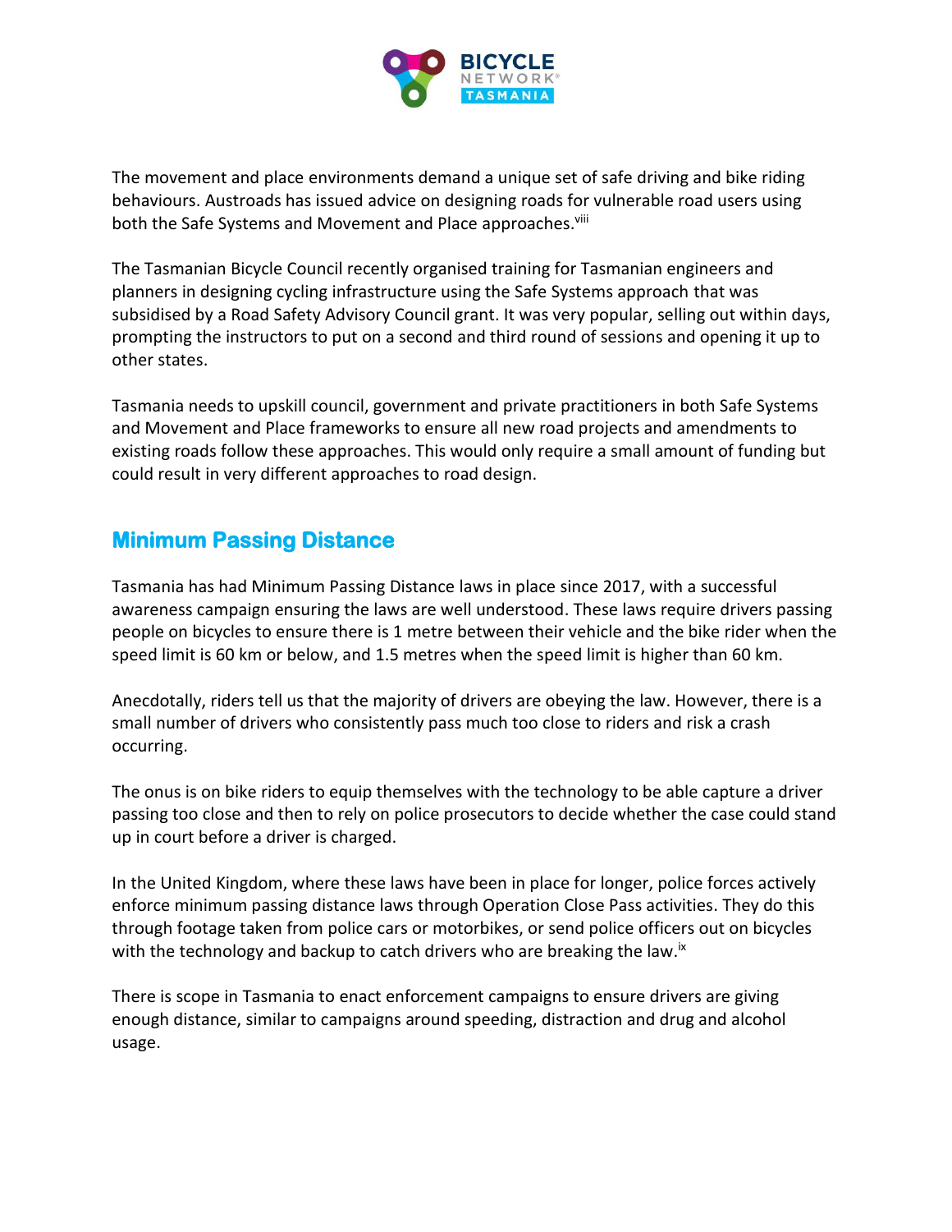The movement and place environments demand a unique set of safe driving and bike riding behaviours. Austroads has issued advice on designing roads for vulnerable road users using both the Safe Systems and Movement and Place approaches.[viii]

The Tasmanian Bicycle Council recently organised training for Tasmanian engineers and planners in designing cycling infrastructure using the Safe Systems approach that was subsidised by a Road Safety Advisory Council grant. It was very popular, selling out within days, prompting the instructors to put on a second and third round of sessions and opening it up to other states.

Tasmania needs to upskill council, government and private practitioners in both Safe Systems and Movement and Place frameworks to ensure all new road projects and amendments to existing roads follow these approaches. This would only require a small amount of funding but could result in very different approaches to road design.

## Minimum Passing Distance

Tasmania has had Minimum Passing Distance laws in place since 2017, with a successful awareness campaign ensuring the laws are well understood. These laws require drivers passing people on bicycles to ensure there is 1 metre between their vehicle and the bike rider when the speed limit is 60 km or below, and 1.5 metres when the speed limit is higher than 60 km.

Anecdotally, riders tell us that the majority of drivers are obeying the law. However, there is a small number of drivers who consistently pass much too close to riders and risk a crash occurring.

The onus is on bike riders to equip themselves with the technology to be able capture a driver passing too close and then to rely on police prosecutors to decide whether the case could stand up in court before a driver is charged.

In the United Kingdom, where these laws have been in place for longer, police forces actively enforce minimum passing distance laws through Operation Close Pass activities. They do this through footage taken from police cars or motorbikes, or send police officers out on bicycles with the technology and backup to catch drivers who are breaking the law.[ix]

There is scope in Tasmania to enact enforcement campaigns to ensure drivers are giving enough distance, similar to campaigns around speeding, distraction and drug and alcohol usage.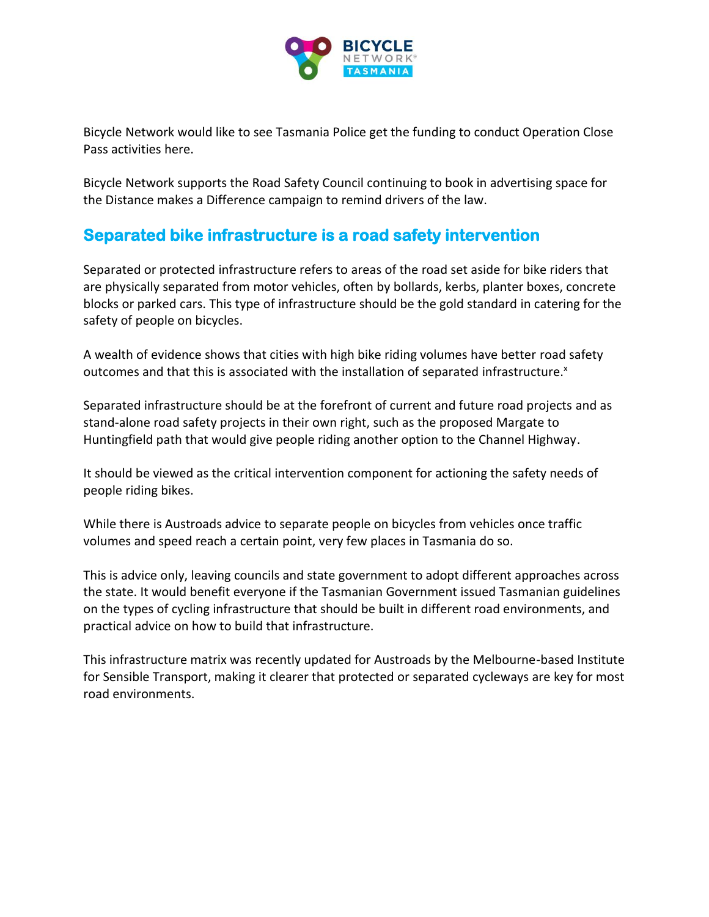Bicycle Network would like to see Tasmania Police get the funding to conduct Operation Close Pass activities here.

Bicycle Network supports the Road Safety Council continuing to book in advertising space for the Distance makes a Difference campaign to remind drivers of the law.

## Separated bike infrastructure is a road safety intervention

Separated or protected infrastructure refers to areas of the road set aside for bike riders that are physically separated from motor vehicles, often by bollards, kerbs, planter boxes, concrete blocks or parked cars. This type of infrastructure should be the gold standard in catering for the safety of people on bicycles.

A wealth of evidence shows that cities with high bike riding volumes have better road safety outcomes and that this is associated with the installation of separated infrastructure.[x]

Separated infrastructure should be at the forefront of current and future road projects and as stand-alone road safety projects in their own right, such as the proposed Margate to Huntingfield path that would give people riding another option to the Channel Highway.

It should be viewed as the critical intervention component for actioning the safety needs of people riding bikes.

While there is Austroads advice to separate people on bicycles from vehicles once traffic volumes and speed reach a certain point, very few places in Tasmania do so.

This is advice only, leaving councils and state government to adopt different approaches across the state. It would benefit everyone if the Tasmanian Government issued Tasmanian guidelines on the types of cycling infrastructure that should be built in different road environments, and practical advice on how to build that infrastructure.

This infrastructure matrix was recently updated for Austroads by the Melbourne-based Institute for Sensible Transport, making it clearer that protected or separated cycleways are key for most road environments.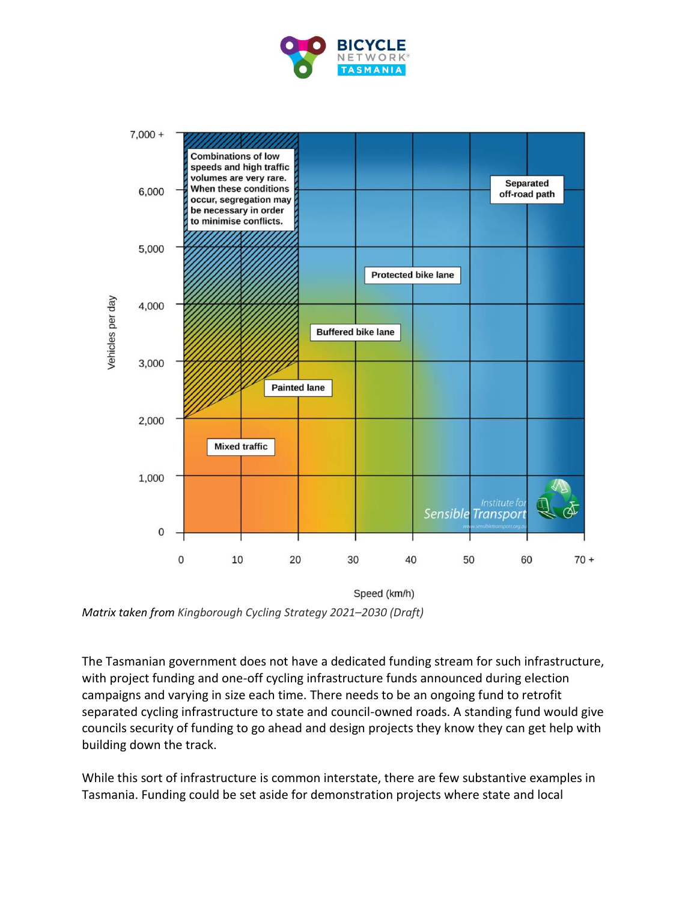Combinations of low speeds and high traffic volumes are very rare. When these conditions occur, segregation may be necessary in order to minimise conflicts.

Separated off-road path

Protected bike lane

Buffered bike lane

Painted lane

Mixed traffic

Vehicles per day: 0, 1,000, 2,000, 3,000, 4,000, 5,000, 6,000, 7,000 +

Speed (km/h): 0, 10, 20, 30, 40, 50, 60, 70 +

Institute for Sensible Transport

*Matrix taken from Kingborough Cycling Strategy 2021–2030 (Draft)*

The Tasmanian government does not have a dedicated funding stream for such infrastructure, with project funding and one-off cycling infrastructure funds announced during election campaigns and varying in size each time. There needs to be an ongoing fund to retrofit separated cycling infrastructure to state and council-owned roads. A standing fund would give councils security of funding to go ahead and design projects they know they can get help with building down the track.

While this sort of infrastructure is common interstate, there are few substantive examples in Tasmania. Funding could be set aside for demonstration projects where state and local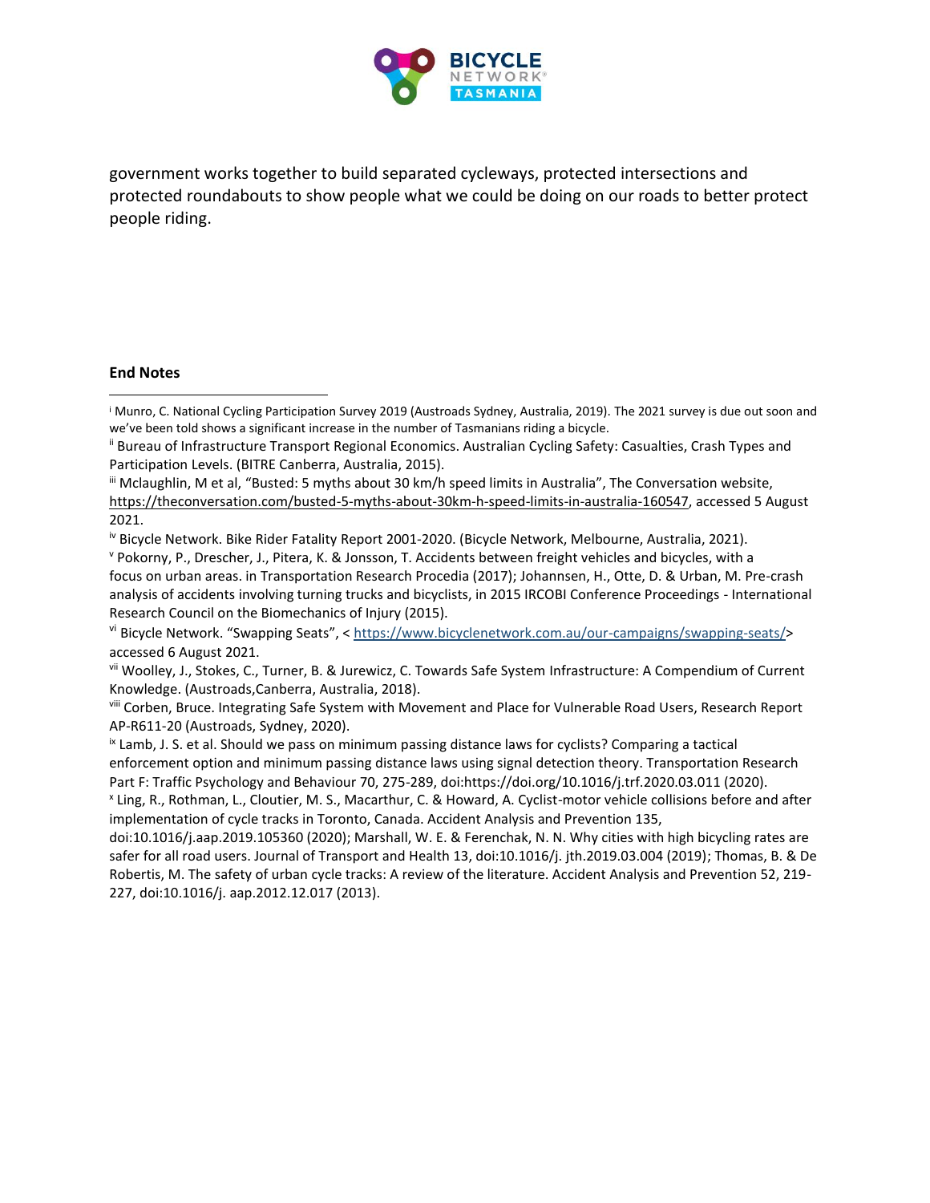government works together to build separated cycleways, protected intersections and protected roundabouts to show people what we could be doing on our roads to better protect people riding.

**End Notes**

[i] Munro, C. National Cycling Participation Survey 2019 (Austroads Sydney, Australia, 2019). The 2021 survey is due out soon and we've been told shows a significant increase in the number of Tasmanians riding a bicycle.

[ii] Bureau of Infrastructure Transport Regional Economics. Australian Cycling Safety: Casualties, Crash Types and Participation Levels. (BITRE Canberra, Australia, 2015).

[iii] Mclaughlin, M et al, "Busted: 5 myths about 30 km/h speed limits in Australia", The Conversation website, https://theconversation.com/busted-5-myths-about-30km-h-speed-limits-in-australia-160547, accessed 5 August 2021.

[iv] Bicycle Network. Bike Rider Fatality Report 2001-2020. (Bicycle Network, Melbourne, Australia, 2021).

[v] Pokorny, P., Drescher, J., Pitera, K. & Jonsson, T. Accidents between freight vehicles and bicycles, with a focus on urban areas. in Transportation Research Procedia (2017); Johannsen, H., Otte, D. & Urban, M. Pre-crash analysis of accidents involving turning trucks and bicyclists, in 2015 IRCOBI Conference Proceedings - International Research Council on the Biomechanics of Injury (2015).

[vi] Bicycle Network. "Swapping Seats", < https://www.bicyclenetwork.com.au/our-campaigns/swapping-seats/> accessed 6 August 2021.

[vii] Woolley, J., Stokes, C., Turner, B. & Jurewicz, C. Towards Safe System Infrastructure: A Compendium of Current Knowledge. (Austroads,Canberra, Australia, 2018).

[viii] Corben, Bruce. Integrating Safe System with Movement and Place for Vulnerable Road Users, Research Report AP-R611-20 (Austroads, Sydney, 2020).

[ix] Lamb, J. S. et al. Should we pass on minimum passing distance laws for cyclists? Comparing a tactical enforcement option and minimum passing distance laws using signal detection theory. Transportation Research Part F: Traffic Psychology and Behaviour 70, 275-289, doi:https://doi.org/10.1016/j.trf.2020.03.011 (2020).

[x] Ling, R., Rothman, L., Cloutier, M. S., Macarthur, C. & Howard, A. Cyclist-motor vehicle collisions before and after implementation of cycle tracks in Toronto, Canada. Accident Analysis and Prevention 135, doi:10.1016/j.aap.2019.105360 (2020); Marshall, W. E. & Ferenchak, N. N. Why cities with high bicycling rates are safer for all road users. Journal of Transport and Health 13, doi:10.1016/j. jth.2019.03.004 (2019); Thomas, B. & De Robertis, M. The safety of urban cycle tracks: A review of the literature. Accident Analysis and Prevention 52, 219-227, doi:10.1016/j. aap.2012.12.017 (2013).